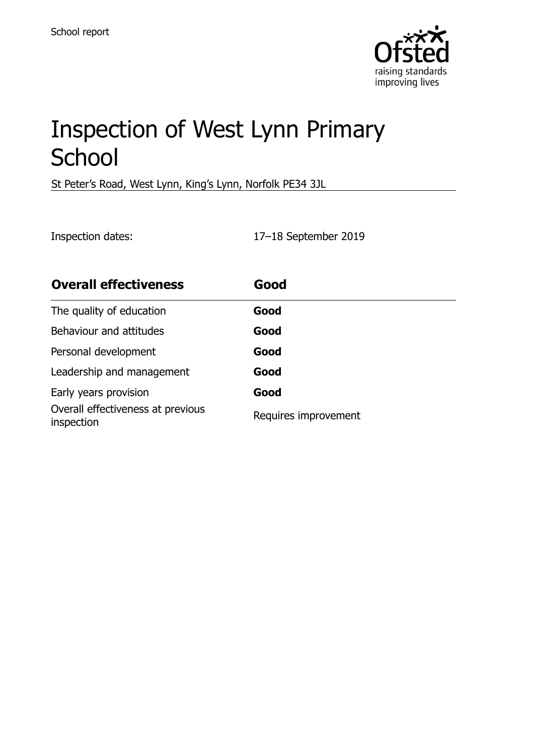School report

# Inspection of West Lynn Primary School

St Peter's Road, West Lynn, King's Lynn, Norfolk PE34 3JL

Inspection dates: 17–18 September 2019

| **Overall effectiveness** | **Good** |
| --- | --- |
| The quality of education | **Good** |
| Behaviour and attitudes | **Good** |
| Personal development | **Good** |
| Leadership and management | **Good** |
| Early years provision | **Good** |
| Overall effectiveness at previous inspection | Requires improvement |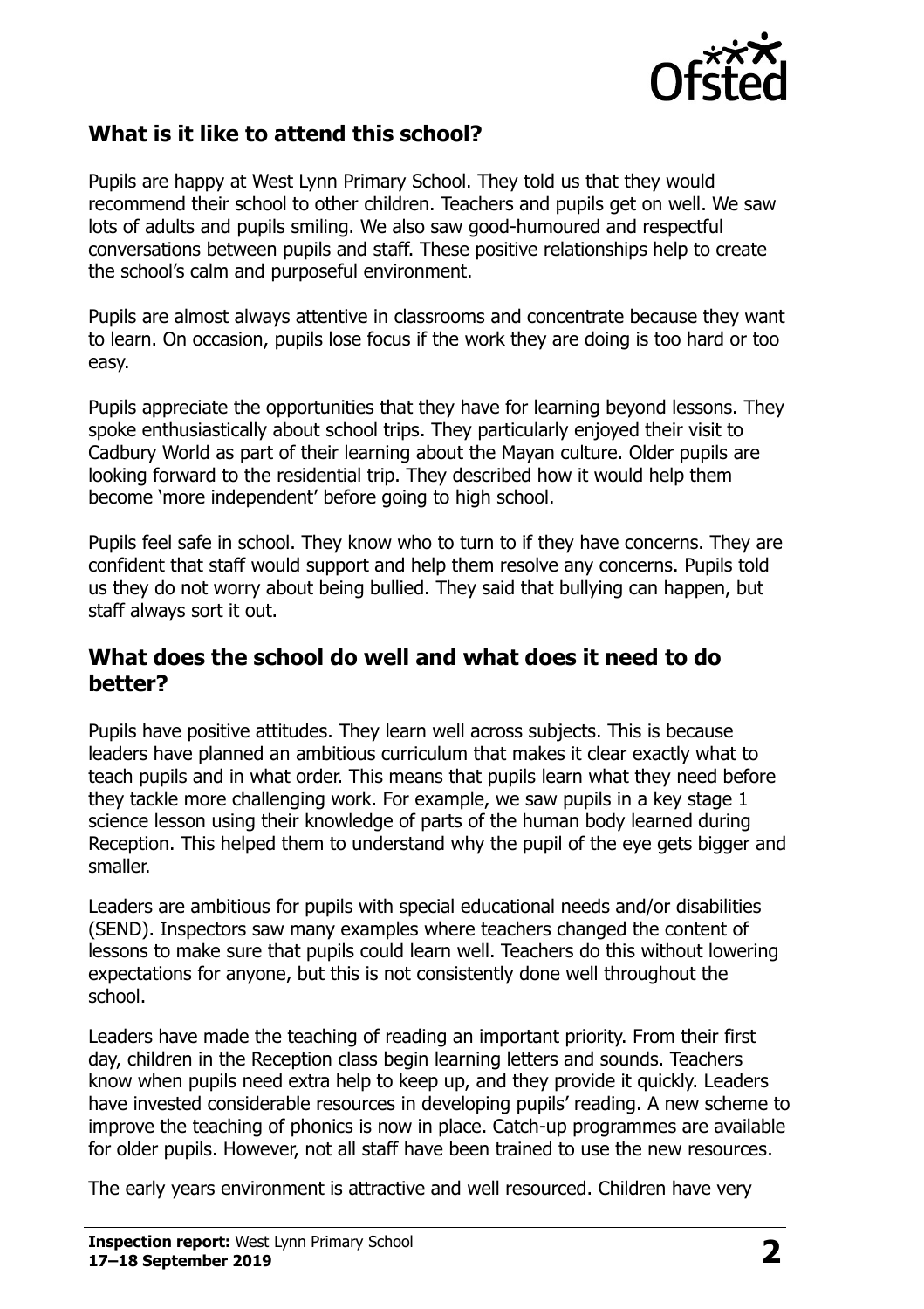## What is it like to attend this school?

Pupils are happy at West Lynn Primary School. They told us that they would recommend their school to other children. Teachers and pupils get on well. We saw lots of adults and pupils smiling. We also saw good-humoured and respectful conversations between pupils and staff. These positive relationships help to create the school's calm and purposeful environment.

Pupils are almost always attentive in classrooms and concentrate because they want to learn. On occasion, pupils lose focus if the work they are doing is too hard or too easy.

Pupils appreciate the opportunities that they have for learning beyond lessons. They spoke enthusiastically about school trips. They particularly enjoyed their visit to Cadbury World as part of their learning about the Mayan culture. Older pupils are looking forward to the residential trip. They described how it would help them become 'more independent' before going to high school.

Pupils feel safe in school. They know who to turn to if they have concerns. They are confident that staff would support and help them resolve any concerns. Pupils told us they do not worry about being bullied. They said that bullying can happen, but staff always sort it out.

## What does the school do well and what does it need to do better?

Pupils have positive attitudes. They learn well across subjects. This is because leaders have planned an ambitious curriculum that makes it clear exactly what to teach pupils and in what order. This means that pupils learn what they need before they tackle more challenging work. For example, we saw pupils in a key stage 1 science lesson using their knowledge of parts of the human body learned during Reception. This helped them to understand why the pupil of the eye gets bigger and smaller.

Leaders are ambitious for pupils with special educational needs and/or disabilities (SEND). Inspectors saw many examples where teachers changed the content of lessons to make sure that pupils could learn well. Teachers do this without lowering expectations for anyone, but this is not consistently done well throughout the school.

Leaders have made the teaching of reading an important priority. From their first day, children in the Reception class begin learning letters and sounds. Teachers know when pupils need extra help to keep up, and they provide it quickly. Leaders have invested considerable resources in developing pupils' reading. A new scheme to improve the teaching of phonics is now in place. Catch-up programmes are available for older pupils. However, not all staff have been trained to use the new resources.

The early years environment is attractive and well resourced. Children have very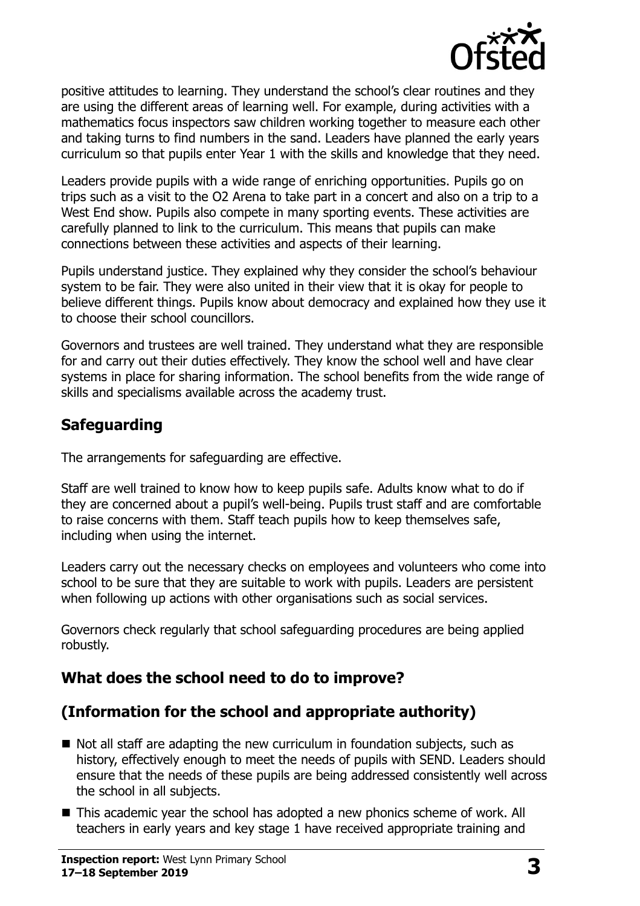positive attitudes to learning. They understand the school's clear routines and they are using the different areas of learning well. For example, during activities with a mathematics focus inspectors saw children working together to measure each other and taking turns to find numbers in the sand. Leaders have planned the early years curriculum so that pupils enter Year 1 with the skills and knowledge that they need.

Leaders provide pupils with a wide range of enriching opportunities. Pupils go on trips such as a visit to the O2 Arena to take part in a concert and also on a trip to a West End show. Pupils also compete in many sporting events. These activities are carefully planned to link to the curriculum. This means that pupils can make connections between these activities and aspects of their learning.

Pupils understand justice. They explained why they consider the school's behaviour system to be fair. They were also united in their view that it is okay for people to believe different things. Pupils know about democracy and explained how they use it to choose their school councillors.

Governors and trustees are well trained. They understand what they are responsible for and carry out their duties effectively. They know the school well and have clear systems in place for sharing information. The school benefits from the wide range of skills and specialisms available across the academy trust.

## Safeguarding

The arrangements for safeguarding are effective.

Staff are well trained to know how to keep pupils safe. Adults know what to do if they are concerned about a pupil's well-being. Pupils trust staff and are comfortable to raise concerns with them. Staff teach pupils how to keep themselves safe, including when using the internet.

Leaders carry out the necessary checks on employees and volunteers who come into school to be sure that they are suitable to work with pupils. Leaders are persistent when following up actions with other organisations such as social services.

Governors check regularly that school safeguarding procedures are being applied robustly.

## What does the school need to do to improve?

## (Information for the school and appropriate authority)

- Not all staff are adapting the new curriculum in foundation subjects, such as history, effectively enough to meet the needs of pupils with SEND. Leaders should ensure that the needs of these pupils are being addressed consistently well across the school in all subjects.
- This academic year the school has adopted a new phonics scheme of work. All teachers in early years and key stage 1 have received appropriate training and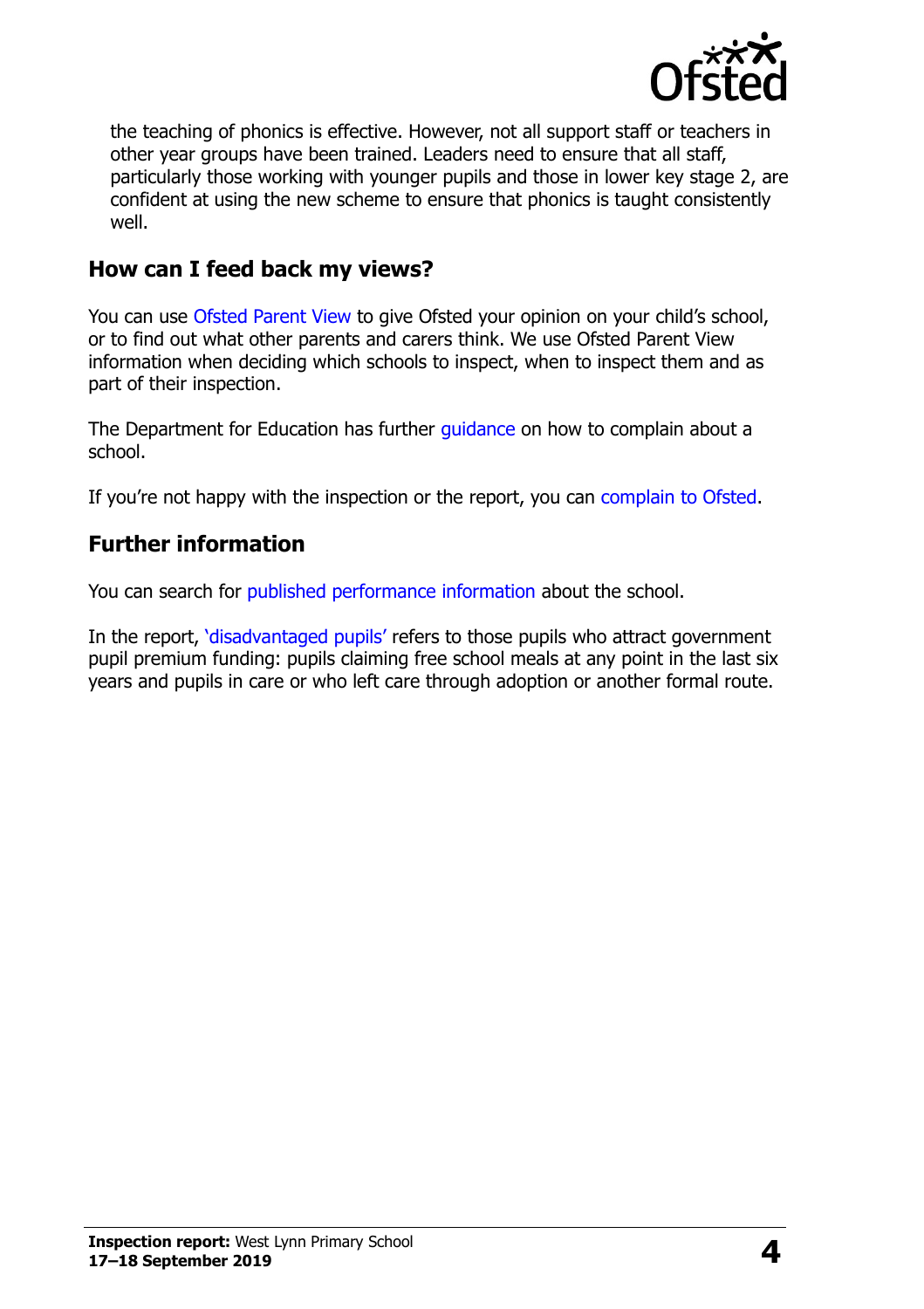the teaching of phonics is effective. However, not all support staff or teachers in other year groups have been trained. Leaders need to ensure that all staff, particularly those working with younger pupils and those in lower key stage 2, are confident at using the new scheme to ensure that phonics is taught consistently well.

## How can I feed back my views?

You can use Ofsted Parent View to give Ofsted your opinion on your child's school, or to find out what other parents and carers think. We use Ofsted Parent View information when deciding which schools to inspect, when to inspect them and as part of their inspection.

The Department for Education has further guidance on how to complain about a school.

If you're not happy with the inspection or the report, you can complain to Ofsted.

## Further information

You can search for published performance information about the school.

In the report, 'disadvantaged pupils' refers to those pupils who attract government pupil premium funding: pupils claiming free school meals at any point in the last six years and pupils in care or who left care through adoption or another formal route.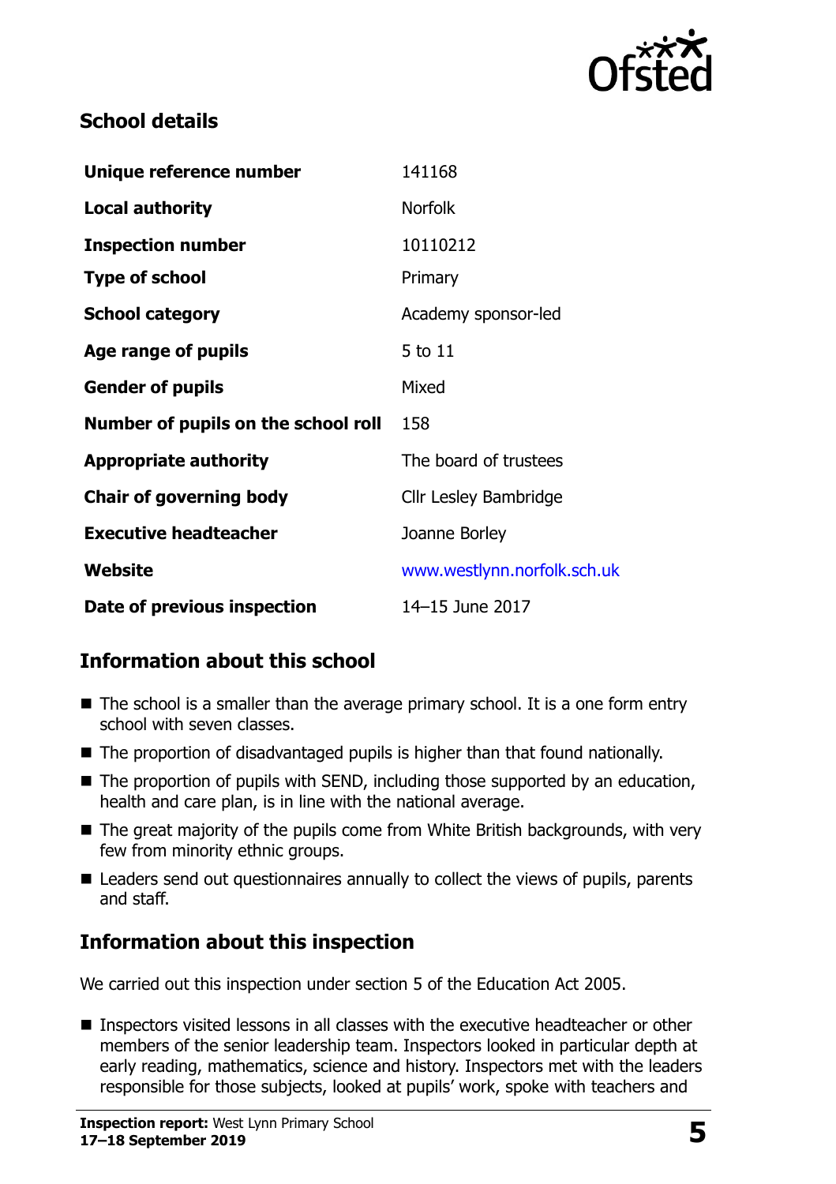## School details

| | |
|---|---|
| **Unique reference number** | 141168 |
| **Local authority** | Norfolk |
| **Inspection number** | 10110212 |
| **Type of school** | Primary |
| **School category** | Academy sponsor-led |
| **Age range of pupils** | 5 to 11 |
| **Gender of pupils** | Mixed |
| **Number of pupils on the school roll** | 158 |
| **Appropriate authority** | The board of trustees |
| **Chair of governing body** | Cllr Lesley Bambridge |
| **Executive headteacher** | Joanne Borley |
| **Website** | www.westlynn.norfolk.sch.uk |
| **Date of previous inspection** | 14–15 June 2017 |

## Information about this school

- The school is a smaller than the average primary school. It is a one form entry school with seven classes.
- The proportion of disadvantaged pupils is higher than that found nationally.
- The proportion of pupils with SEND, including those supported by an education, health and care plan, is in line with the national average.
- The great majority of the pupils come from White British backgrounds, with very few from minority ethnic groups.
- Leaders send out questionnaires annually to collect the views of pupils, parents and staff.

## Information about this inspection

We carried out this inspection under section 5 of the Education Act 2005.

- Inspectors visited lessons in all classes with the executive headteacher or other members of the senior leadership team. Inspectors looked in particular depth at early reading, mathematics, science and history. Inspectors met with the leaders responsible for those subjects, looked at pupils' work, spoke with teachers and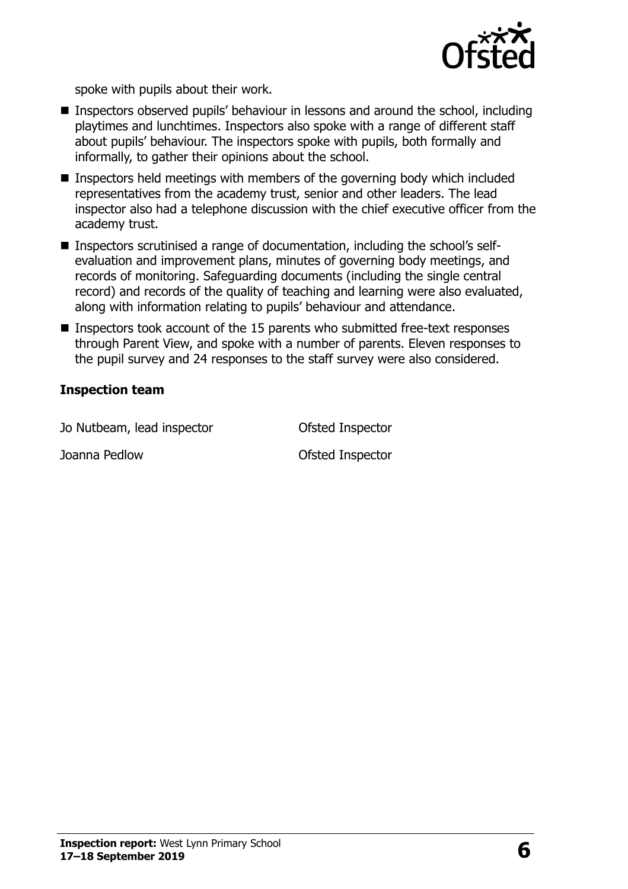spoke with pupils about their work.

- Inspectors observed pupils' behaviour in lessons and around the school, including playtimes and lunchtimes. Inspectors also spoke with a range of different staff about pupils' behaviour. The inspectors spoke with pupils, both formally and informally, to gather their opinions about the school.
- Inspectors held meetings with members of the governing body which included representatives from the academy trust, senior and other leaders. The lead inspector also had a telephone discussion with the chief executive officer from the academy trust.
- Inspectors scrutinised a range of documentation, including the school's self-evaluation and improvement plans, minutes of governing body meetings, and records of monitoring. Safeguarding documents (including the single central record) and records of the quality of teaching and learning were also evaluated, along with information relating to pupils' behaviour and attendance.
- Inspectors took account of the 15 parents who submitted free-text responses through Parent View, and spoke with a number of parents. Eleven responses to the pupil survey and 24 responses to the staff survey were also considered.

**Inspection team**

| | |
|---|---|
| Jo Nutbeam, lead inspector | Ofsted Inspector |
| Joanna Pedlow | Ofsted Inspector |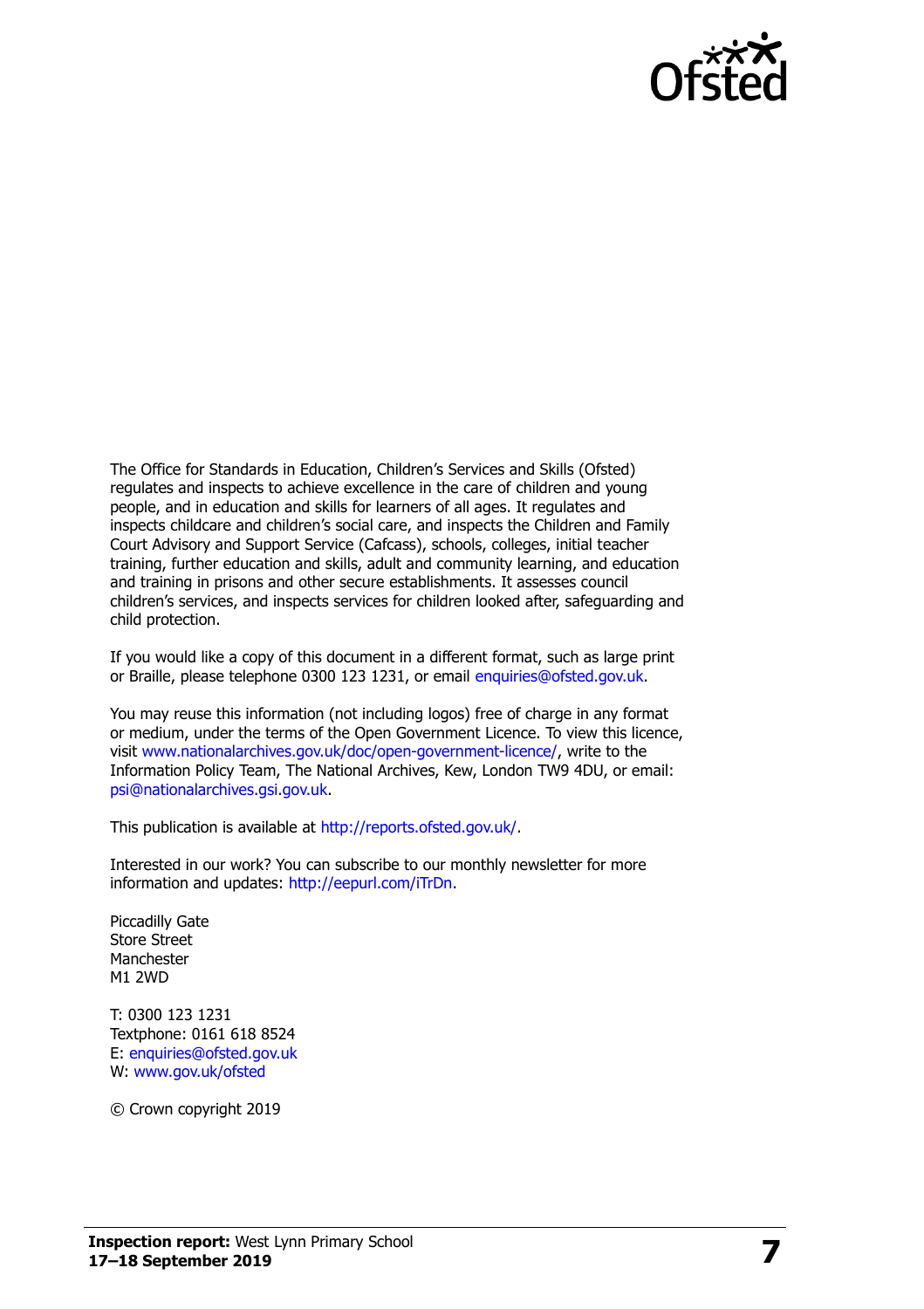The Office for Standards in Education, Children's Services and Skills (Ofsted) regulates and inspects to achieve excellence in the care of children and young people, and in education and skills for learners of all ages. It regulates and inspects childcare and children's social care, and inspects the Children and Family Court Advisory and Support Service (Cafcass), schools, colleges, initial teacher training, further education and skills, adult and community learning, and education and training in prisons and other secure establishments. It assesses council children's services, and inspects services for children looked after, safeguarding and child protection.

If you would like a copy of this document in a different format, such as large print or Braille, please telephone 0300 123 1231, or email enquiries@ofsted.gov.uk.

You may reuse this information (not including logos) free of charge in any format or medium, under the terms of the Open Government Licence. To view this licence, visit www.nationalarchives.gov.uk/doc/open-government-licence/, write to the Information Policy Team, The National Archives, Kew, London TW9 4DU, or email: psi@nationalarchives.gsi.gov.uk.

This publication is available at http://reports.ofsted.gov.uk/.

Interested in our work? You can subscribe to our monthly newsletter for more information and updates: http://eepurl.com/iTrDn.

Piccadilly Gate
Store Street
Manchester
M1 2WD

T: 0300 123 1231
Textphone: 0161 618 8524
E: enquiries@ofsted.gov.uk
W: www.gov.uk/ofsted

© Crown copyright 2019